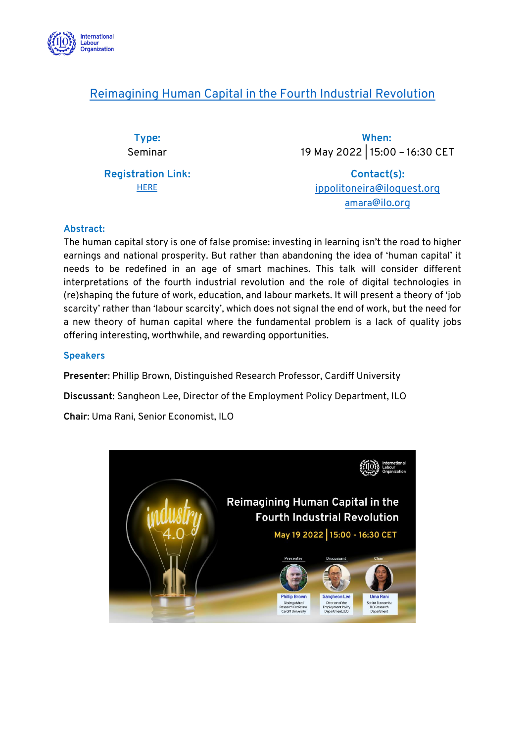# Reimagining Human Capital in the Fourth Industrial Revolution

**Type:**
Seminar

**When:**
19 May 2022 | 15:00 – 16:30 CET

**Registration Link:**
HERE

**Contact(s):**
ippolitoneira@iloguest.org
amara@ilo.org

## Abstract:

The human capital story is one of false promise: investing in learning isn't the road to higher earnings and national prosperity. But rather than abandoning the idea of 'human capital' it needs to be redefined in an age of smart machines. This talk will consider different interpretations of the fourth industrial revolution and the role of digital technologies in (re)shaping the future of work, education, and labour markets. It will present a theory of 'job scarcity' rather than 'labour scarcity', which does not signal the end of work, but the need for a new theory of human capital where the fundamental problem is a lack of quality jobs offering interesting, worthwhile, and rewarding opportunities.

## Speakers

**Presenter**: Phillip Brown, Distinguished Research Professor, Cardiff University

**Discussant**: Sangheon Lee, Director of the Employment Policy Department, ILO

**Chair**: Uma Rani, Senior Economist, ILO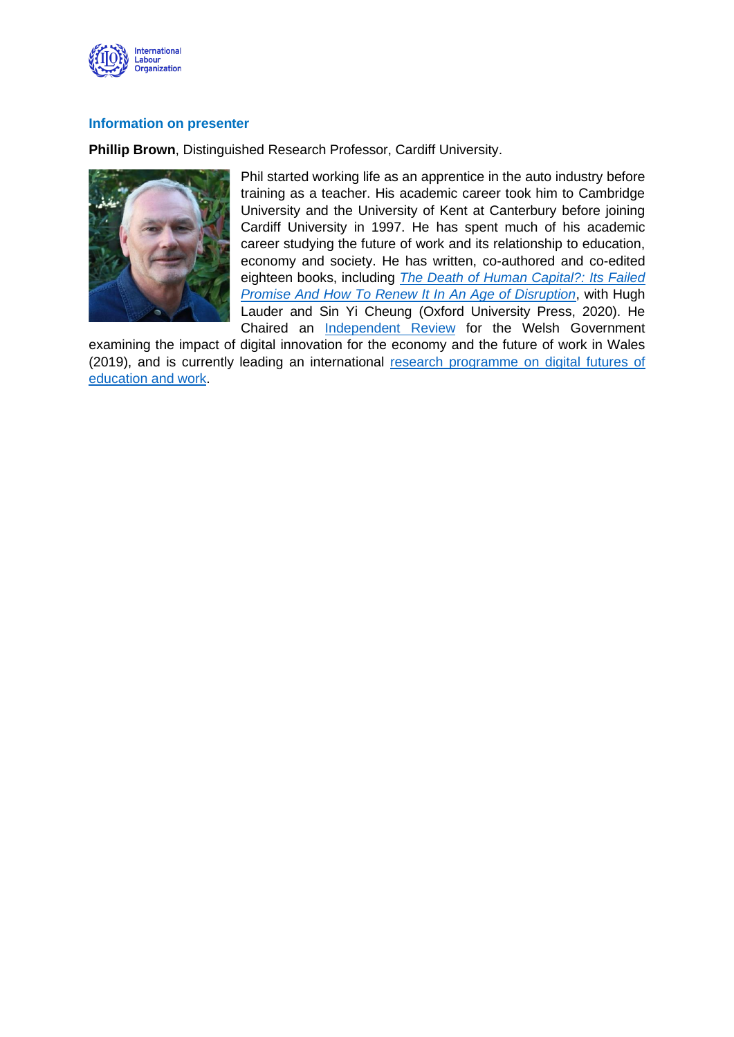### Information on presenter

**Phillip Brown**, Distinguished Research Professor, Cardiff University.

Phil started working life as an apprentice in the auto industry before training as a teacher. His academic career took him to Cambridge University and the University of Kent at Canterbury before joining Cardiff University in 1997. He has spent much of his academic career studying the future of work and its relationship to education, economy and society. He has written, co-authored and co-edited eighteen books, including *The Death of Human Capital?: Its Failed Promise And How To Renew It In An Age of Disruption*, with Hugh Lauder and Sin Yi Cheung (Oxford University Press, 2020). He Chaired an Independent Review for the Welsh Government examining the impact of digital innovation for the economy and the future of work in Wales (2019), and is currently leading an international research programme on digital futures of education and work.